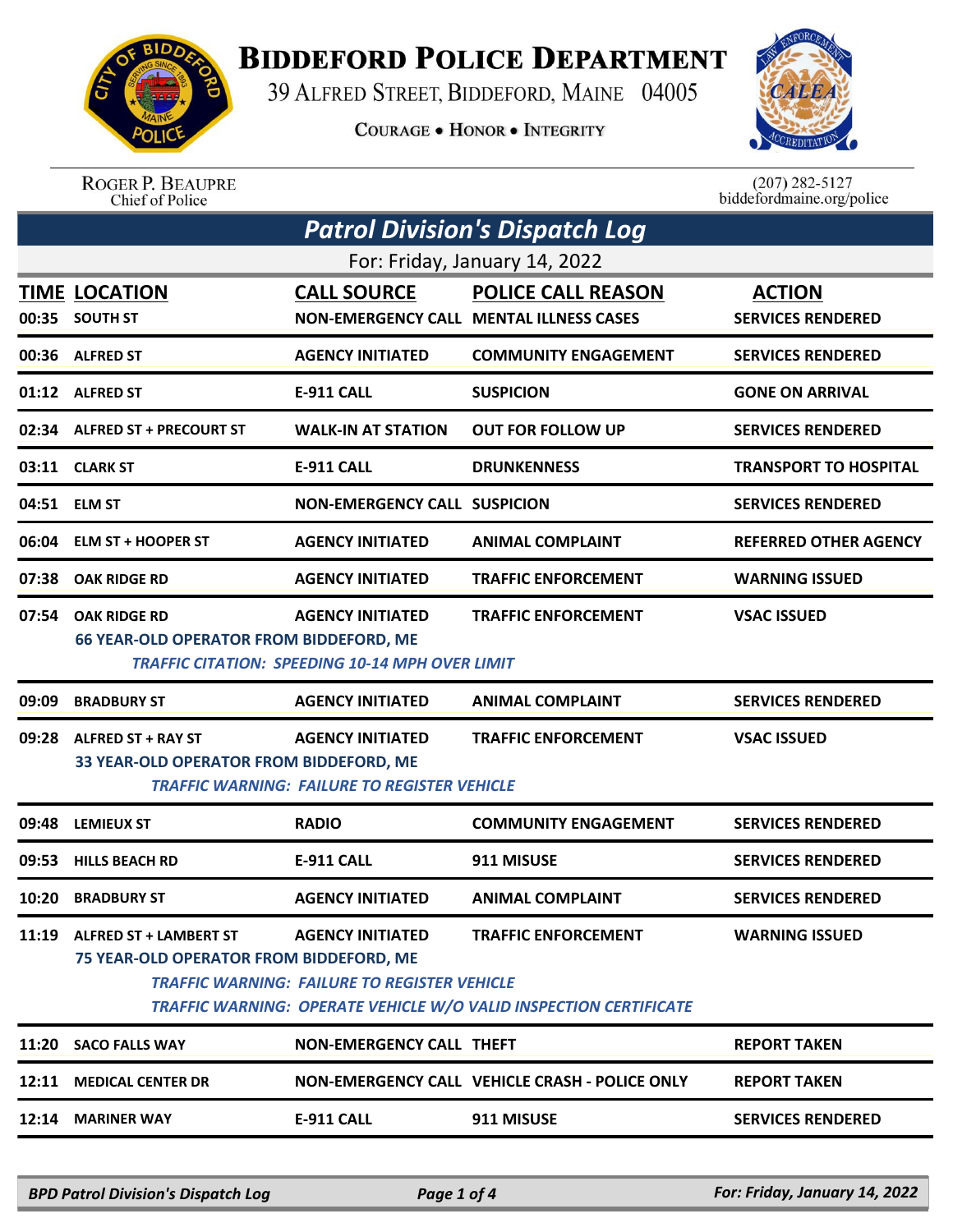# BIDDEFORD POLICE DEPARTMENT

39 ALFRED STREET, BIDDEFORD, MAINE 04005

COURAGE • HONOR • INTEGRITY

ROGER P. BEAUPRE
Chief of Police

(207) 282-5127
biddefordmaine.org/police

## Patrol Division's Dispatch Log

For: Friday, January 14, 2022

| TIME | LOCATION | CALL SOURCE | POLICE CALL REASON | ACTION |
|---|---|---|---|---|
| 00:35 | SOUTH ST | NON-EMERGENCY CALL | MENTAL ILLNESS CASES | SERVICES RENDERED |
| 00:36 | ALFRED ST | AGENCY INITIATED | COMMUNITY ENGAGEMENT | SERVICES RENDERED |
| 01:12 | ALFRED ST | E-911 CALL | SUSPICION | GONE ON ARRIVAL |
| 02:34 | ALFRED ST + PRECOURT ST | WALK-IN AT STATION | OUT FOR FOLLOW UP | SERVICES RENDERED |
| 03:11 | CLARK ST | E-911 CALL | DRUNKENNESS | TRANSPORT TO HOSPITAL |
| 04:51 | ELM ST | NON-EMERGENCY CALL | SUSPICION | SERVICES RENDERED |
| 06:04 | ELM ST + HOOPER ST | AGENCY INITIATED | ANIMAL COMPLAINT | REFERRED OTHER AGENCY |
| 07:38 | OAK RIDGE RD | AGENCY INITIATED | TRAFFIC ENFORCEMENT | WARNING ISSUED |
| 07:54 | OAK RIDGE RD | AGENCY INITIATED | TRAFFIC ENFORCEMENT | VSAC ISSUED |
| | 66 YEAR-OLD OPERATOR FROM BIDDEFORD, ME<br>*TRAFFIC CITATION: SPEEDING 10-14 MPH OVER LIMIT* | | | |
| 09:09 | BRADBURY ST | AGENCY INITIATED | ANIMAL COMPLAINT | SERVICES RENDERED |
| 09:28 | ALFRED ST + RAY ST | AGENCY INITIATED | TRAFFIC ENFORCEMENT | VSAC ISSUED |
| | 33 YEAR-OLD OPERATOR FROM BIDDEFORD, ME<br>*TRAFFIC WARNING: FAILURE TO REGISTER VEHICLE* | | | |
| 09:48 | LEMIEUX ST | RADIO | COMMUNITY ENGAGEMENT | SERVICES RENDERED |
| 09:53 | HILLS BEACH RD | E-911 CALL | 911 MISUSE | SERVICES RENDERED |
| 10:20 | BRADBURY ST | AGENCY INITIATED | ANIMAL COMPLAINT | SERVICES RENDERED |
| 11:19 | ALFRED ST + LAMBERT ST | AGENCY INITIATED | TRAFFIC ENFORCEMENT | WARNING ISSUED |
| | 75 YEAR-OLD OPERATOR FROM BIDDEFORD, ME<br>*TRAFFIC WARNING: FAILURE TO REGISTER VEHICLE*<br>*TRAFFIC WARNING: OPERATE VEHICLE W/O VALID INSPECTION CERTIFICATE* | | | |
| 11:20 | SACO FALLS WAY | NON-EMERGENCY CALL | THEFT | REPORT TAKEN |
| 12:11 | MEDICAL CENTER DR | NON-EMERGENCY CALL | VEHICLE CRASH - POLICE ONLY | REPORT TAKEN |
| 12:14 | MARINER WAY | E-911 CALL | 911 MISUSE | SERVICES RENDERED |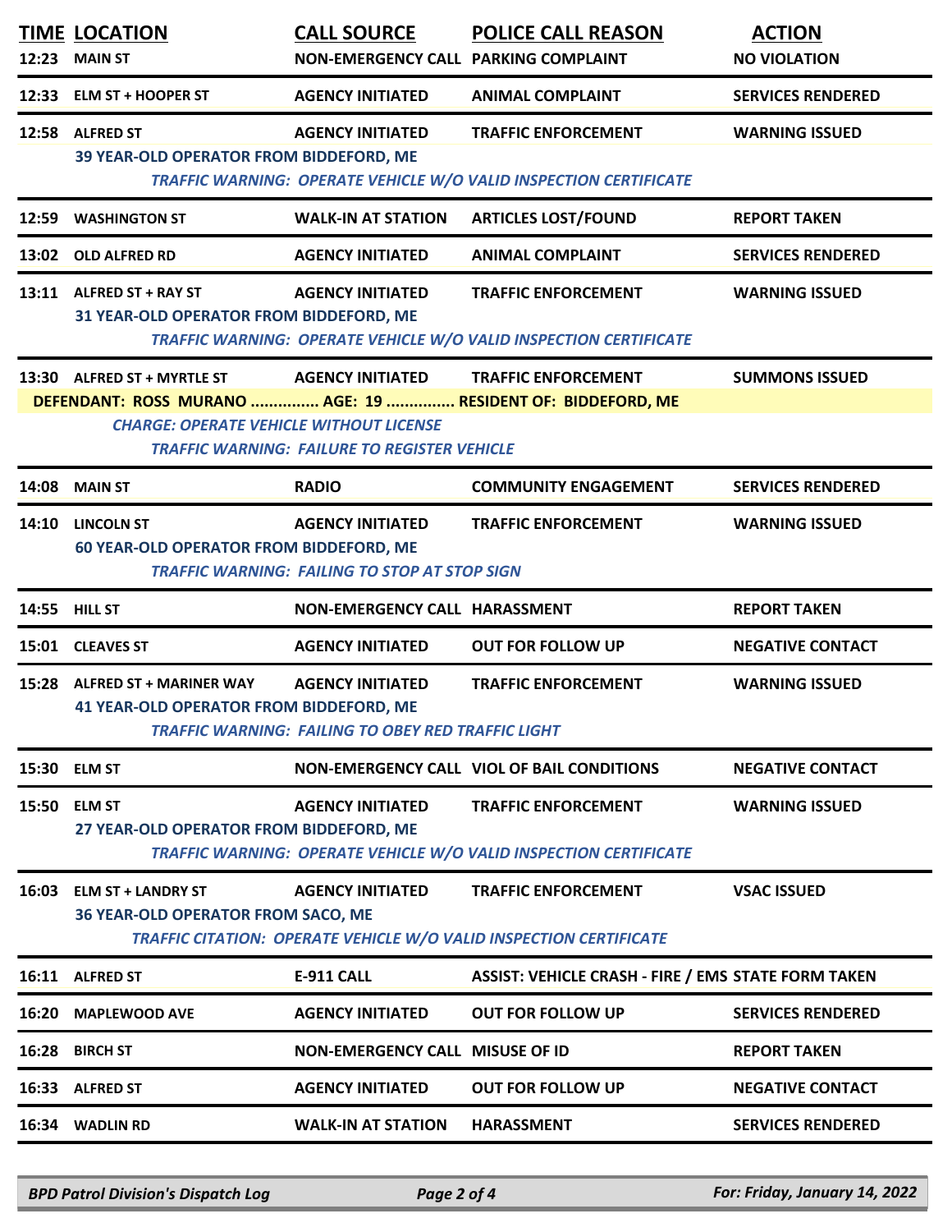| TIME | LOCATION | CALL SOURCE | POLICE CALL REASON | ACTION |
|---|---|---|---|---|
| 12:23 | MAIN ST | NON-EMERGENCY CALL | PARKING COMPLAINT | NO VIOLATION |
| 12:33 | ELM ST + HOOPER ST | AGENCY INITIATED | ANIMAL COMPLAINT | SERVICES RENDERED |
| 12:58 | ALFRED ST | AGENCY INITIATED | TRAFFIC ENFORCEMENT | WARNING ISSUED |
| | 39 YEAR-OLD OPERATOR FROM BIDDEFORD, ME | | | |
| | *TRAFFIC WARNING: OPERATE VEHICLE W/O VALID INSPECTION CERTIFICATE* | | | |
| 12:59 | WASHINGTON ST | WALK-IN AT STATION | ARTICLES LOST/FOUND | REPORT TAKEN |
| 13:02 | OLD ALFRED RD | AGENCY INITIATED | ANIMAL COMPLAINT | SERVICES RENDERED |
| 13:11 | ALFRED ST + RAY ST | AGENCY INITIATED | TRAFFIC ENFORCEMENT | WARNING ISSUED |
| | 31 YEAR-OLD OPERATOR FROM BIDDEFORD, ME | | | |
| | *TRAFFIC WARNING: OPERATE VEHICLE W/O VALID INSPECTION CERTIFICATE* | | | |
| 13:30 | ALFRED ST + MYRTLE ST | AGENCY INITIATED | TRAFFIC ENFORCEMENT | SUMMONS ISSUED |
| | DEFENDANT: ROSS MURANO ............... AGE: 19 ............... RESIDENT OF: BIDDEFORD, ME | | | |
| | *CHARGE: OPERATE VEHICLE WITHOUT LICENSE* | | | |
| | *TRAFFIC WARNING: FAILURE TO REGISTER VEHICLE* | | | |
| 14:08 | MAIN ST | RADIO | COMMUNITY ENGAGEMENT | SERVICES RENDERED |
| 14:10 | LINCOLN ST | AGENCY INITIATED | TRAFFIC ENFORCEMENT | WARNING ISSUED |
| | 60 YEAR-OLD OPERATOR FROM BIDDEFORD, ME | | | |
| | *TRAFFIC WARNING: FAILING TO STOP AT STOP SIGN* | | | |
| 14:55 | HILL ST | NON-EMERGENCY CALL | HARASSMENT | REPORT TAKEN |
| 15:01 | CLEAVES ST | AGENCY INITIATED | OUT FOR FOLLOW UP | NEGATIVE CONTACT |
| 15:28 | ALFRED ST + MARINER WAY | AGENCY INITIATED | TRAFFIC ENFORCEMENT | WARNING ISSUED |
| | 41 YEAR-OLD OPERATOR FROM BIDDEFORD, ME | | | |
| | *TRAFFIC WARNING: FAILING TO OBEY RED TRAFFIC LIGHT* | | | |
| 15:30 | ELM ST | NON-EMERGENCY CALL | VIOL OF BAIL CONDITIONS | NEGATIVE CONTACT |
| 15:50 | ELM ST | AGENCY INITIATED | TRAFFIC ENFORCEMENT | WARNING ISSUED |
| | 27 YEAR-OLD OPERATOR FROM BIDDEFORD, ME | | | |
| | *TRAFFIC WARNING: OPERATE VEHICLE W/O VALID INSPECTION CERTIFICATE* | | | |
| 16:03 | ELM ST + LANDRY ST | AGENCY INITIATED | TRAFFIC ENFORCEMENT | VSAC ISSUED |
| | 36 YEAR-OLD OPERATOR FROM SACO, ME | | | |
| | *TRAFFIC CITATION: OPERATE VEHICLE W/O VALID INSPECTION CERTIFICATE* | | | |
| 16:11 | ALFRED ST | E-911 CALL | ASSIST: VEHICLE CRASH - FIRE / EMS | STATE FORM TAKEN |
| 16:20 | MAPLEWOOD AVE | AGENCY INITIATED | OUT FOR FOLLOW UP | SERVICES RENDERED |
| 16:28 | BIRCH ST | NON-EMERGENCY CALL | MISUSE OF ID | REPORT TAKEN |
| 16:33 | ALFRED ST | AGENCY INITIATED | OUT FOR FOLLOW UP | NEGATIVE CONTACT |
| 16:34 | WADLIN RD | WALK-IN AT STATION | HARASSMENT | SERVICES RENDERED |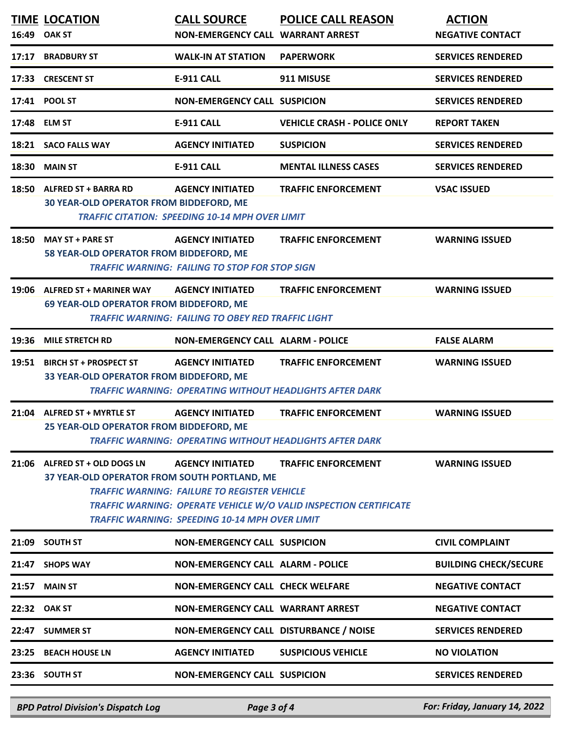| TIME | LOCATION | CALL SOURCE | POLICE CALL REASON | ACTION |
|---|---|---|---|---|
| 16:49 | OAK ST | NON-EMERGENCY CALL | WARRANT ARREST | NEGATIVE CONTACT |
| 17:17 | BRADBURY ST | WALK-IN AT STATION | PAPERWORK | SERVICES RENDERED |
| 17:33 | CRESCENT ST | E-911 CALL | 911 MISUSE | SERVICES RENDERED |
| 17:41 | POOL ST | NON-EMERGENCY CALL | SUSPICION | SERVICES RENDERED |
| 17:48 | ELM ST | E-911 CALL | VEHICLE CRASH - POLICE ONLY | REPORT TAKEN |
| 18:21 | SACO FALLS WAY | AGENCY INITIATED | SUSPICION | SERVICES RENDERED |
| 18:30 | MAIN ST | E-911 CALL | MENTAL ILLNESS CASES | SERVICES RENDERED |
| 18:50 | ALFRED ST + BARRA RD<br>30 YEAR-OLD OPERATOR FROM BIDDEFORD, ME<br>*TRAFFIC CITATION: SPEEDING 10-14 MPH OVER LIMIT* | AGENCY INITIATED | TRAFFIC ENFORCEMENT | VSAC ISSUED |
| 18:50 | MAY ST + PARE ST<br>58 YEAR-OLD OPERATOR FROM BIDDEFORD, ME<br>*TRAFFIC WARNING: FAILING TO STOP FOR STOP SIGN* | AGENCY INITIATED | TRAFFIC ENFORCEMENT | WARNING ISSUED |
| 19:06 | ALFRED ST + MARINER WAY<br>69 YEAR-OLD OPERATOR FROM BIDDEFORD, ME<br>*TRAFFIC WARNING: FAILING TO OBEY RED TRAFFIC LIGHT* | AGENCY INITIATED | TRAFFIC ENFORCEMENT | WARNING ISSUED |
| 19:36 | MILE STRETCH RD | NON-EMERGENCY CALL | ALARM - POLICE | FALSE ALARM |
| 19:51 | BIRCH ST + PROSPECT ST<br>33 YEAR-OLD OPERATOR FROM BIDDEFORD, ME<br>*TRAFFIC WARNING: OPERATING WITHOUT HEADLIGHTS AFTER DARK* | AGENCY INITIATED | TRAFFIC ENFORCEMENT | WARNING ISSUED |
| 21:04 | ALFRED ST + MYRTLE ST<br>25 YEAR-OLD OPERATOR FROM BIDDEFORD, ME<br>*TRAFFIC WARNING: OPERATING WITHOUT HEADLIGHTS AFTER DARK* | AGENCY INITIATED | TRAFFIC ENFORCEMENT | WARNING ISSUED |
| 21:06 | ALFRED ST + OLD DOGS LN<br>37 YEAR-OLD OPERATOR FROM SOUTH PORTLAND, ME<br>*TRAFFIC WARNING: FAILURE TO REGISTER VEHICLE*<br>*TRAFFIC WARNING: OPERATE VEHICLE W/O VALID INSPECTION CERTIFICATE*<br>*TRAFFIC WARNING: SPEEDING 10-14 MPH OVER LIMIT* | AGENCY INITIATED | TRAFFIC ENFORCEMENT | WARNING ISSUED |
| 21:09 | SOUTH ST | NON-EMERGENCY CALL | SUSPICION | CIVIL COMPLAINT |
| 21:47 | SHOPS WAY | NON-EMERGENCY CALL | ALARM - POLICE | BUILDING CHECK/SECURE |
| 21:57 | MAIN ST | NON-EMERGENCY CALL | CHECK WELFARE | NEGATIVE CONTACT |
| 22:32 | OAK ST | NON-EMERGENCY CALL | WARRANT ARREST | NEGATIVE CONTACT |
| 22:47 | SUMMER ST | NON-EMERGENCY CALL | DISTURBANCE / NOISE | SERVICES RENDERED |
| 23:25 | BEACH HOUSE LN | AGENCY INITIATED | SUSPICIOUS VEHICLE | NO VIOLATION |
| 23:36 | SOUTH ST | NON-EMERGENCY CALL | SUSPICION | SERVICES RENDERED |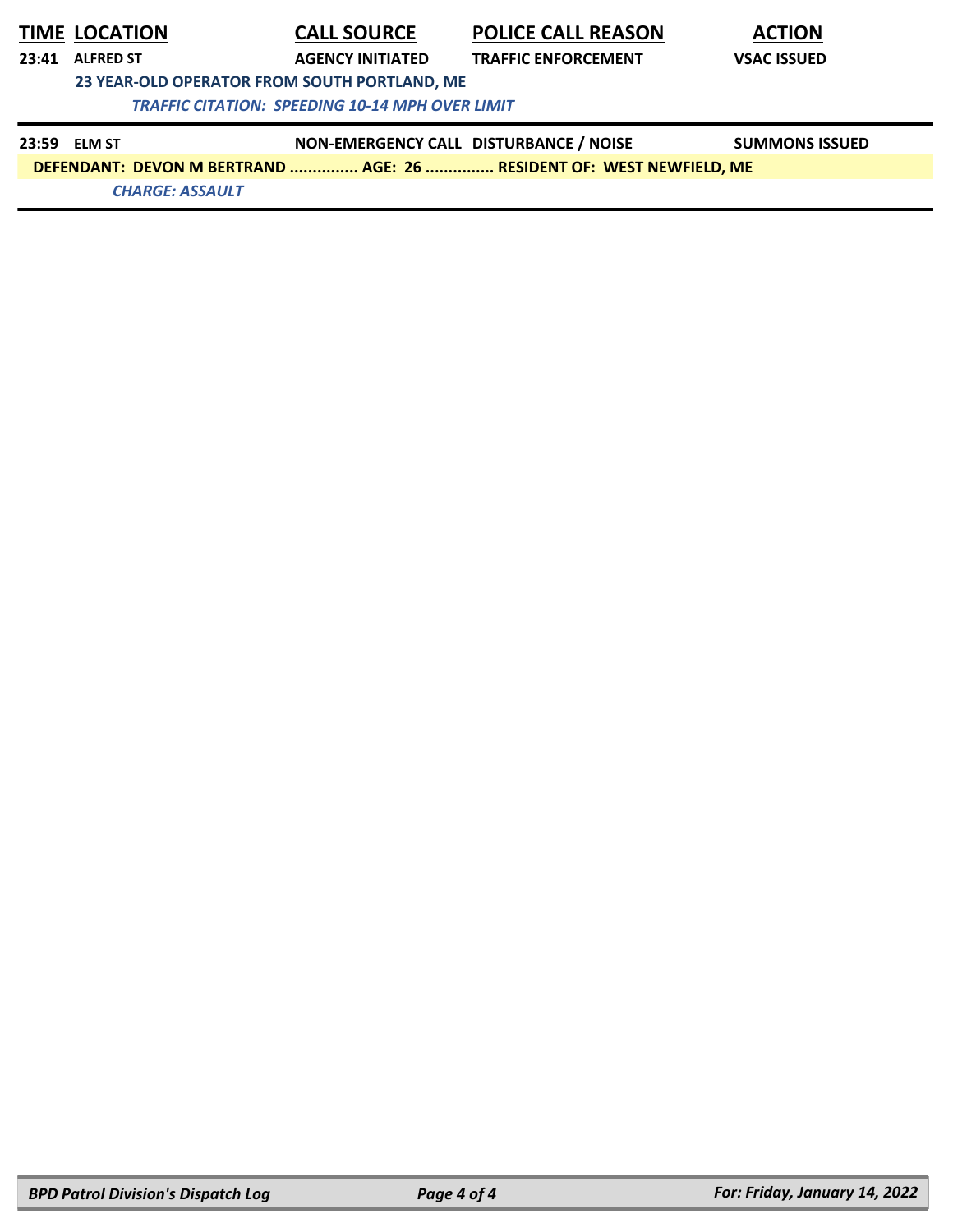| TIME | LOCATION | CALL SOURCE | POLICE CALL REASON | ACTION |
|---|---|---|---|---|
| 23:41 | ALFRED ST | AGENCY INITIATED | TRAFFIC ENFORCEMENT | VSAC ISSUED |

**23 YEAR-OLD OPERATOR FROM SOUTH PORTLAND, ME**

*TRAFFIC CITATION: SPEEDING 10-14 MPH OVER LIMIT*

| TIME | LOCATION | CALL SOURCE | POLICE CALL REASON | ACTION |
|---|---|---|---|---|
| 23:59 | ELM ST | NON-EMERGENCY CALL | DISTURBANCE / NOISE | SUMMONS ISSUED |

**DEFENDANT: DEVON M BERTRAND ............... AGE: 26 ............... RESIDENT OF: WEST NEWFIELD, ME**

*CHARGE: ASSAULT*

BPD Patrol Division's Dispatch Log — For: Friday, January 14, 2022